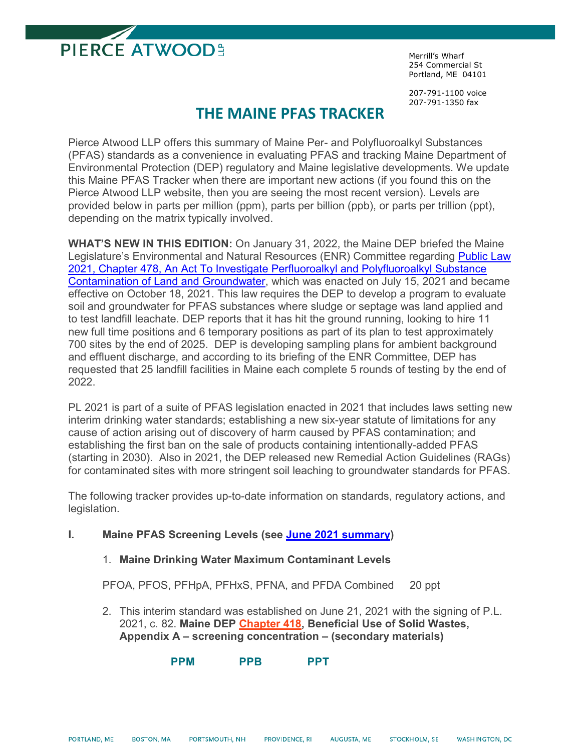PIERCE ATWOOD LLP

Merrill's Wharf
254 Commercial St
Portland, ME 04101

207-791-1100 voice
207-791-1350 fax

# THE MAINE PFAS TRACKER

Pierce Atwood LLP offers this summary of Maine Per- and Polyfluoroalkyl Substances (PFAS) standards as a convenience in evaluating PFAS and tracking Maine Department of Environmental Protection (DEP) regulatory and Maine legislative developments. We update this Maine PFAS Tracker when there are important new actions (if you found this on the Pierce Atwood LLP website, then you are seeing the most recent version). Levels are provided below in parts per million (ppm), parts per billion (ppb), or parts per trillion (ppt), depending on the matrix typically involved.

**WHAT'S NEW IN THIS EDITION:** On January 31, 2022, the Maine DEP briefed the Maine Legislature's Environmental and Natural Resources (ENR) Committee regarding Public Law 2021, Chapter 478, An Act To Investigate Perfluoroalkyl and Polyfluoroalkyl Substance Contamination of Land and Groundwater, which was enacted on July 15, 2021 and became effective on October 18, 2021. This law requires the DEP to develop a program to evaluate soil and groundwater for PFAS substances where sludge or septage was land applied and to test landfill leachate. DEP reports that it has hit the ground running, looking to hire 11 new full time positions and 6 temporary positions as part of its plan to test approximately 700 sites by the end of 2025. DEP is developing sampling plans for ambient background and effluent discharge, and according to its briefing of the ENR Committee, DEP has requested that 25 landfill facilities in Maine each complete 5 rounds of testing by the end of 2022.

PL 2021 is part of a suite of PFAS legislation enacted in 2021 that includes laws setting new interim drinking water standards; establishing a new six-year statute of limitations for any cause of action arising out of discovery of harm caused by PFAS contamination; and establishing the first ban on the sale of products containing intentionally-added PFAS (starting in 2030). Also in 2021, the DEP released new Remedial Action Guidelines (RAGs) for contaminated sites with more stringent soil leaching to groundwater standards for PFAS.

The following tracker provides up-to-date information on standards, regulatory actions, and legislation.

## I. Maine PFAS Screening Levels (see June 2021 summary)

1. **Maine Drinking Water Maximum Contaminant Levels**

| | |
|---|---|
| PFOA, PFOS, PFHpA, PFHxS, PFNA, and PFDA Combined | 20 ppt |

2. This interim standard was established on June 21, 2021 with the signing of P.L. 2021, c. 82. **Maine DEP Chapter 418, Beneficial Use of Solid Wastes, Appendix A – screening concentration – (secondary materials)**

| PPM | PPB | PPT |
|---|---|---|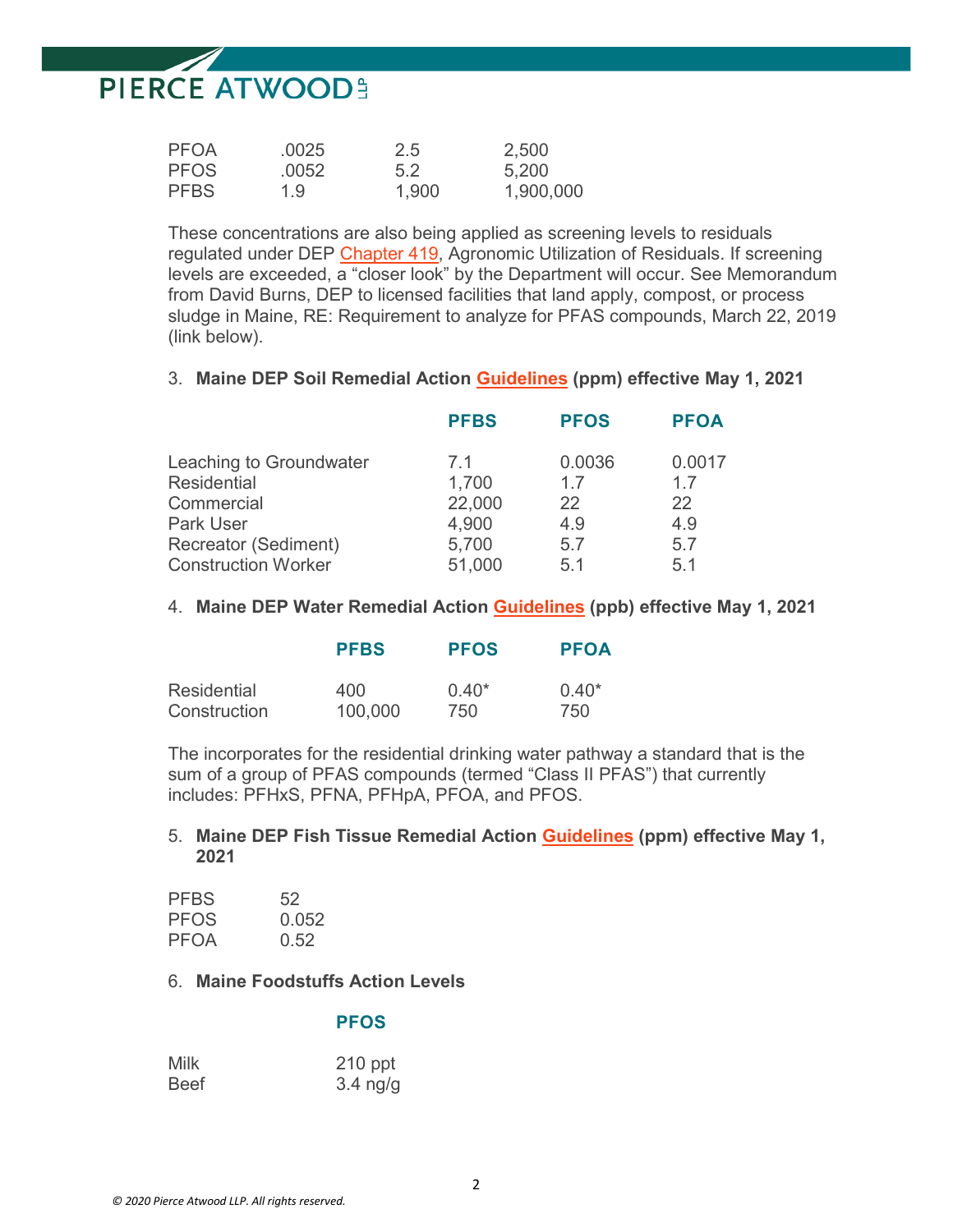| | | | |
|---|---|---|---|
| PFOA | .0025 | 2.5 | 2,500 |
| PFOS | .0052 | 5.2 | 5,200 |
| PFBS | 1.9 | 1,900 | 1,900,000 |

These concentrations are also being applied as screening levels to residuals regulated under DEP Chapter 419, Agronomic Utilization of Residuals. If screening levels are exceeded, a "closer look" by the Department will occur. See Memorandum from David Burns, DEP to licensed facilities that land apply, compost, or process sludge in Maine, RE: Requirement to analyze for PFAS compounds, March 22, 2019 (link below).

3. **Maine DEP Soil Remedial Action Guidelines (ppm) effective May 1, 2021**

| | PFBS | PFOS | PFOA |
|---|---|---|---|
| Leaching to Groundwater | 7.1 | 0.0036 | 0.0017 |
| Residential | 1,700 | 1.7 | 1.7 |
| Commercial | 22,000 | 22 | 22 |
| Park User | 4,900 | 4.9 | 4.9 |
| Recreator (Sediment) | 5,700 | 5.7 | 5.7 |
| Construction Worker | 51,000 | 5.1 | 5.1 |

4. **Maine DEP Water Remedial Action Guidelines (ppb) effective May 1, 2021**

| | PFBS | PFOS | PFOA |
|---|---|---|---|
| Residential | 400 | 0.40* | 0.40* |
| Construction | 100,000 | 750 | 750 |

The incorporates for the residential drinking water pathway a standard that is the sum of a group of PFAS compounds (termed "Class II PFAS") that currently includes: PFHxS, PFNA, PFHpA, PFOA, and PFOS.

5. **Maine DEP Fish Tissue Remedial Action Guidelines (ppm) effective May 1, 2021**

| | |
|---|---|
| PFBS | 52 |
| PFOS | 0.052 |
| PFOA | 0.52 |

6. **Maine Foodstuffs Action Levels**

| | PFOS |
|---|---|
| Milk | 210 ppt |
| Beef | 3.4 ng/g |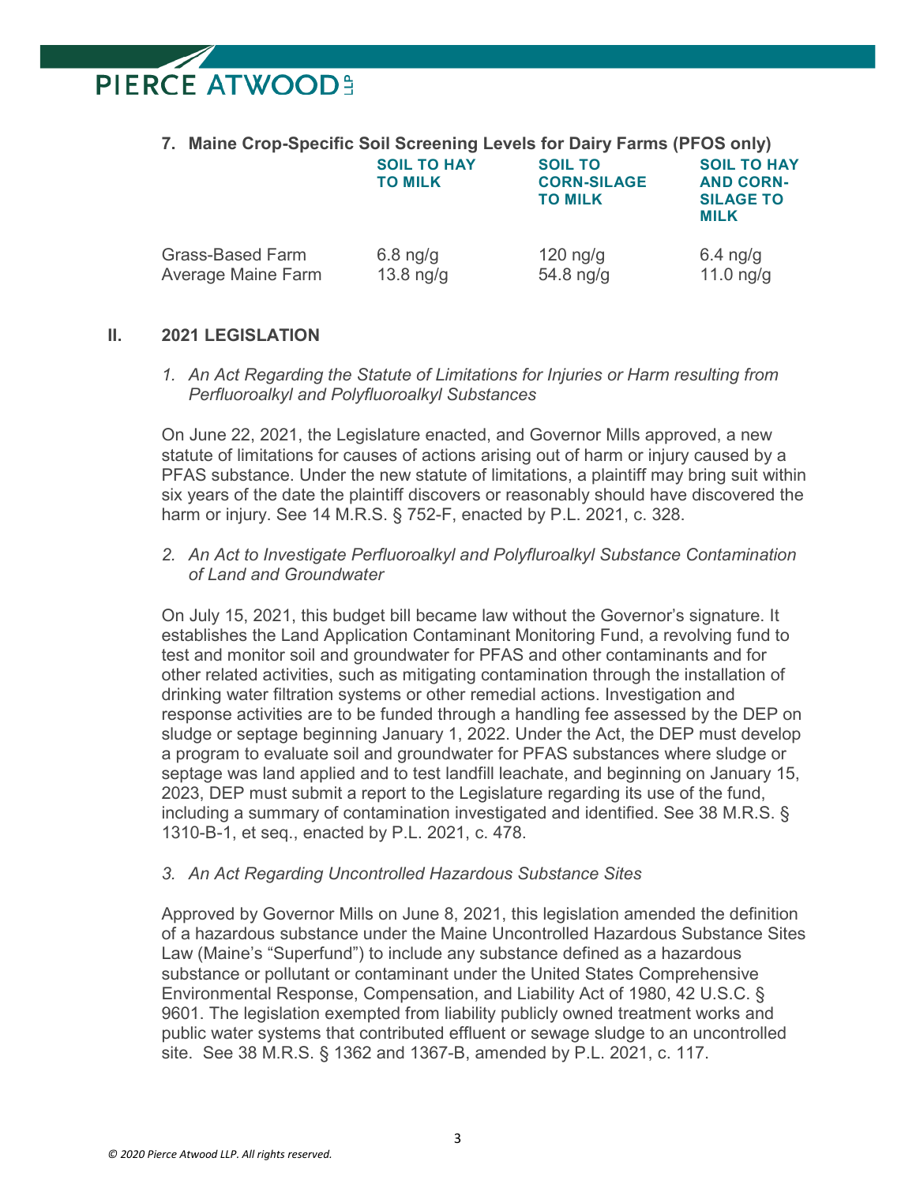**7. Maine Crop-Specific Soil Screening Levels for Dairy Farms (PFOS only)**

| | SOIL TO HAY TO MILK | SOIL TO CORN-SILAGE TO MILK | SOIL TO HAY AND CORN-SILAGE TO MILK |
|---|---|---|---|
| Grass-Based Farm | 6.8 ng/g | 120 ng/g | 6.4 ng/g |
| Average Maine Farm | 13.8 ng/g | 54.8 ng/g | 11.0 ng/g |

## II. 2021 LEGISLATION

*1. An Act Regarding the Statute of Limitations for Injuries or Harm resulting from Perfluoroalkyl and Polyfluoroalkyl Substances*

On June 22, 2021, the Legislature enacted, and Governor Mills approved, a new statute of limitations for causes of actions arising out of harm or injury caused by a PFAS substance. Under the new statute of limitations, a plaintiff may bring suit within six years of the date the plaintiff discovers or reasonably should have discovered the harm or injury. See 14 M.R.S. § 752-F, enacted by P.L. 2021, c. 328.

*2. An Act to Investigate Perfluoroalkyl and Polyfluroalkyl Substance Contamination of Land and Groundwater*

On July 15, 2021, this budget bill became law without the Governor's signature. It establishes the Land Application Contaminant Monitoring Fund, a revolving fund to test and monitor soil and groundwater for PFAS and other contaminants and for other related activities, such as mitigating contamination through the installation of drinking water filtration systems or other remedial actions. Investigation and response activities are to be funded through a handling fee assessed by the DEP on sludge or septage beginning January 1, 2022. Under the Act, the DEP must develop a program to evaluate soil and groundwater for PFAS substances where sludge or septage was land applied and to test landfill leachate, and beginning on January 15, 2023, DEP must submit a report to the Legislature regarding its use of the fund, including a summary of contamination investigated and identified. See 38 M.R.S. § 1310-B-1, et seq., enacted by P.L. 2021, c. 478.

*3. An Act Regarding Uncontrolled Hazardous Substance Sites*

Approved by Governor Mills on June 8, 2021, this legislation amended the definition of a hazardous substance under the Maine Uncontrolled Hazardous Substance Sites Law (Maine's "Superfund") to include any substance defined as a hazardous substance or pollutant or contaminant under the United States Comprehensive Environmental Response, Compensation, and Liability Act of 1980, 42 U.S.C. § 9601. The legislation exempted from liability publicly owned treatment works and public water systems that contributed effluent or sewage sludge to an uncontrolled site. See 38 M.R.S. § 1362 and 1367-B, amended by P.L. 2021, c. 117.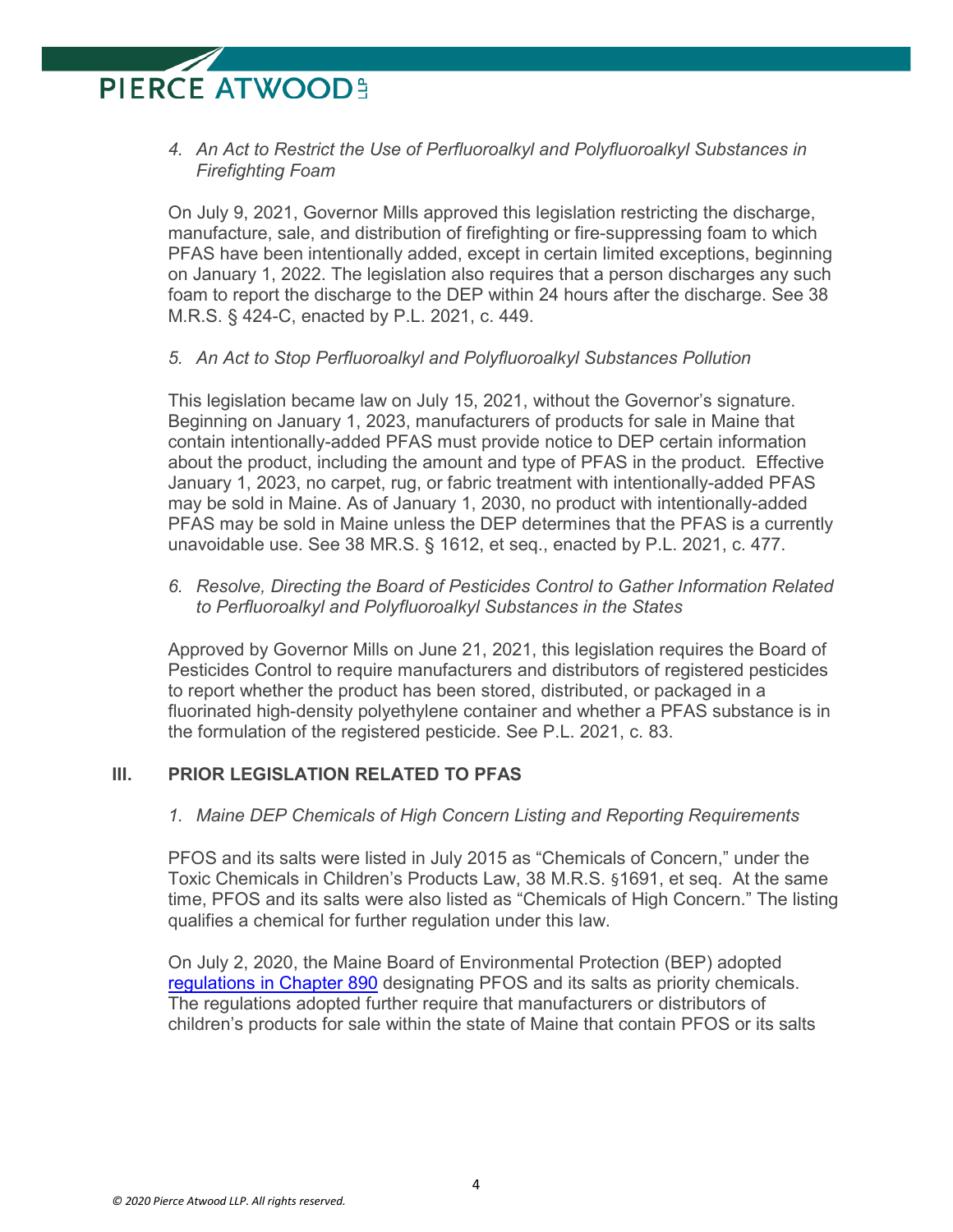4. *An Act to Restrict the Use of Perfluoroalkyl and Polyfluoroalkyl Substances in Firefighting Foam*

On July 9, 2021, Governor Mills approved this legislation restricting the discharge, manufacture, sale, and distribution of firefighting or fire-suppressing foam to which PFAS have been intentionally added, except in certain limited exceptions, beginning on January 1, 2022. The legislation also requires that a person discharges any such foam to report the discharge to the DEP within 24 hours after the discharge. See 38 M.R.S. § 424-C, enacted by P.L. 2021, c. 449.

5. *An Act to Stop Perfluoroalkyl and Polyfluoroalkyl Substances Pollution*

This legislation became law on July 15, 2021, without the Governor's signature. Beginning on January 1, 2023, manufacturers of products for sale in Maine that contain intentionally-added PFAS must provide notice to DEP certain information about the product, including the amount and type of PFAS in the product. Effective January 1, 2023, no carpet, rug, or fabric treatment with intentionally-added PFAS may be sold in Maine. As of January 1, 2030, no product with intentionally-added PFAS may be sold in Maine unless the DEP determines that the PFAS is a currently unavoidable use. See 38 MR.S. § 1612, et seq., enacted by P.L. 2021, c. 477.

6. *Resolve, Directing the Board of Pesticides Control to Gather Information Related to Perfluoroalkyl and Polyfluoroalkyl Substances in the States*

Approved by Governor Mills on June 21, 2021, this legislation requires the Board of Pesticides Control to require manufacturers and distributors of registered pesticides to report whether the product has been stored, distributed, or packaged in a fluorinated high-density polyethylene container and whether a PFAS substance is in the formulation of the registered pesticide. See P.L. 2021, c. 83.

## III. PRIOR LEGISLATION RELATED TO PFAS

1. *Maine DEP Chemicals of High Concern Listing and Reporting Requirements*

PFOS and its salts were listed in July 2015 as "Chemicals of Concern," under the Toxic Chemicals in Children's Products Law, 38 M.R.S. §1691, et seq. At the same time, PFOS and its salts were also listed as "Chemicals of High Concern." The listing qualifies a chemical for further regulation under this law.

On July 2, 2020, the Maine Board of Environmental Protection (BEP) adopted regulations in Chapter 890 designating PFOS and its salts as priority chemicals. The regulations adopted further require that manufacturers or distributors of children's products for sale within the state of Maine that contain PFOS or its salts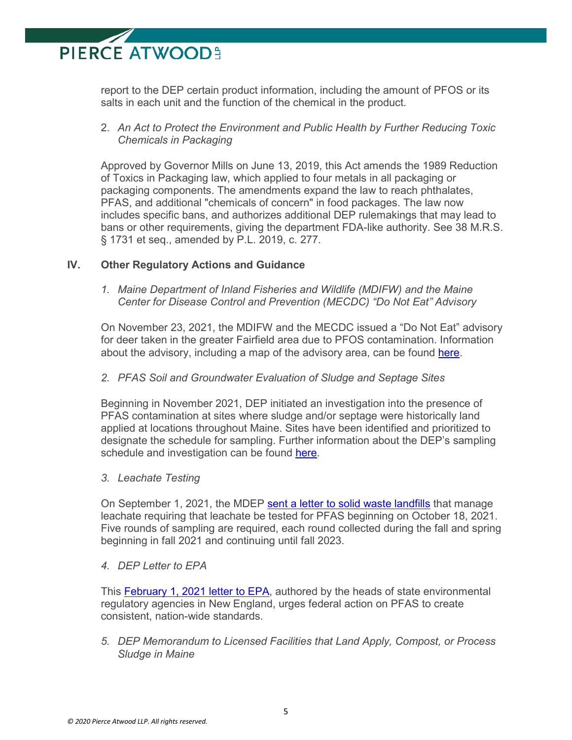report to the DEP certain product information, including the amount of PFOS or its salts in each unit and the function of the chemical in the product.

2. *An Act to Protect the Environment and Public Health by Further Reducing Toxic Chemicals in Packaging*

Approved by Governor Mills on June 13, 2019, this Act amends the 1989 Reduction of Toxics in Packaging law, which applied to four metals in all packaging or packaging components. The amendments expand the law to reach phthalates, PFAS, and additional "chemicals of concern" in food packages. The law now includes specific bans, and authorizes additional DEP rulemakings that may lead to bans or other requirements, giving the department FDA-like authority. See 38 M.R.S. § 1731 et seq., amended by P.L. 2019, c. 277.

## IV. Other Regulatory Actions and Guidance

1. *Maine Department of Inland Fisheries and Wildlife (MDIFW) and the Maine Center for Disease Control and Prevention (MECDC) "Do Not Eat" Advisory*

On November 23, 2021, the MDIFW and the MECDC issued a "Do Not Eat" advisory for deer taken in the greater Fairfield area due to PFOS contamination. Information about the advisory, including a map of the advisory area, can be found here.

2. *PFAS Soil and Groundwater Evaluation of Sludge and Septage Sites*

Beginning in November 2021, DEP initiated an investigation into the presence of PFAS contamination at sites where sludge and/or septage were historically land applied at locations throughout Maine. Sites have been identified and prioritized to designate the schedule for sampling. Further information about the DEP's sampling schedule and investigation can be found here.

3. *Leachate Testing*

On September 1, 2021, the MDEP sent a letter to solid waste landfills that manage leachate requiring that leachate be tested for PFAS beginning on October 18, 2021. Five rounds of sampling are required, each round collected during the fall and spring beginning in fall 2021 and continuing until fall 2023.

4. *DEP Letter to EPA*

This February 1, 2021 letter to EPA, authored by the heads of state environmental regulatory agencies in New England, urges federal action on PFAS to create consistent, nation-wide standards.

5. *DEP Memorandum to Licensed Facilities that Land Apply, Compost, or Process Sludge in Maine*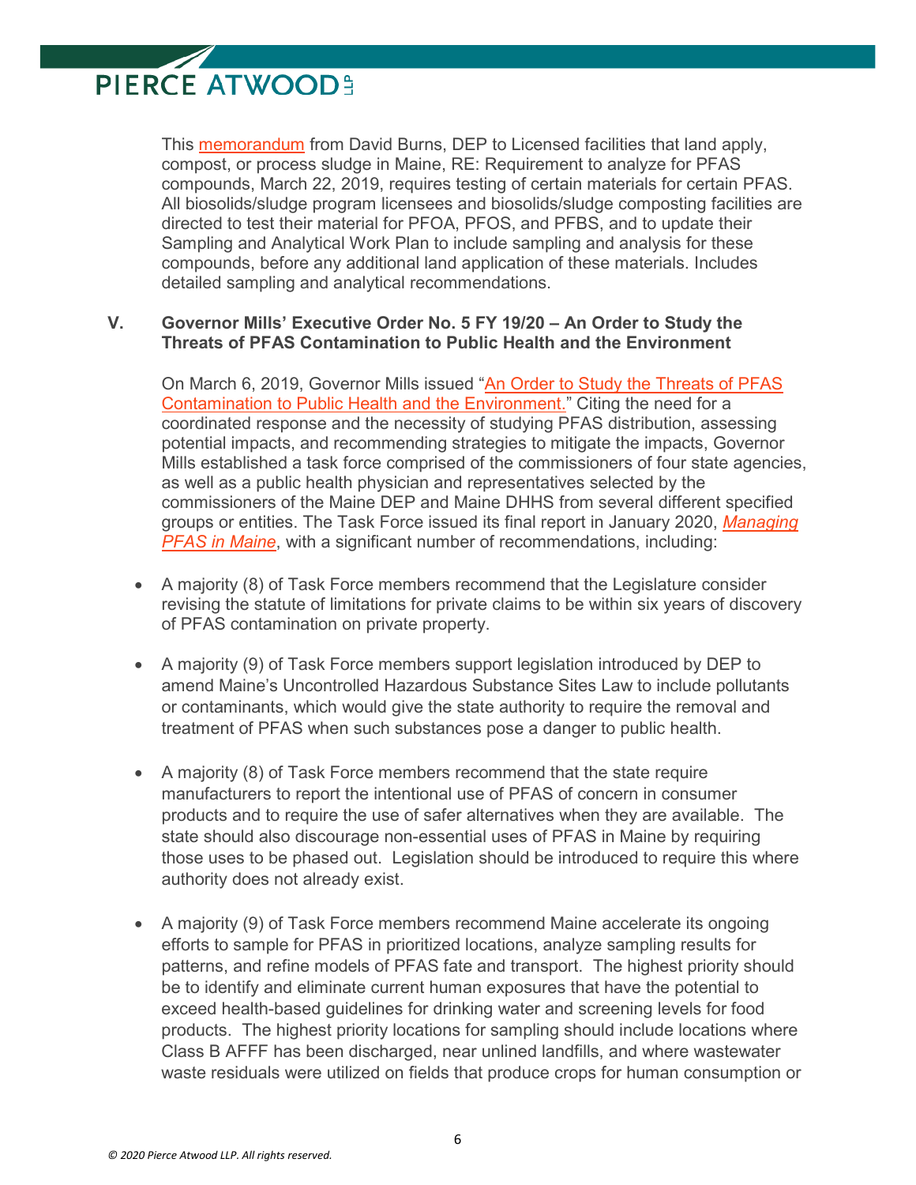This memorandum from David Burns, DEP to Licensed facilities that land apply, compost, or process sludge in Maine, RE: Requirement to analyze for PFAS compounds, March 22, 2019, requires testing of certain materials for certain PFAS. All biosolids/sludge program licensees and biosolids/sludge composting facilities are directed to test their material for PFOA, PFOS, and PFBS, and to update their Sampling and Analytical Work Plan to include sampling and analysis for these compounds, before any additional land application of these materials. Includes detailed sampling and analytical recommendations.

## V. Governor Mills' Executive Order No. 5 FY 19/20 – An Order to Study the Threats of PFAS Contamination to Public Health and the Environment

On March 6, 2019, Governor Mills issued "An Order to Study the Threats of PFAS Contamination to Public Health and the Environment." Citing the need for a coordinated response and the necessity of studying PFAS distribution, assessing potential impacts, and recommending strategies to mitigate the impacts, Governor Mills established a task force comprised of the commissioners of four state agencies, as well as a public health physician and representatives selected by the commissioners of the Maine DEP and Maine DHHS from several different specified groups or entities. The Task Force issued its final report in January 2020, *Managing PFAS in Maine*, with a significant number of recommendations, including:

- A majority (8) of Task Force members recommend that the Legislature consider revising the statute of limitations for private claims to be within six years of discovery of PFAS contamination on private property.

- A majority (9) of Task Force members support legislation introduced by DEP to amend Maine's Uncontrolled Hazardous Substance Sites Law to include pollutants or contaminants, which would give the state authority to require the removal and treatment of PFAS when such substances pose a danger to public health.

- A majority (8) of Task Force members recommend that the state require manufacturers to report the intentional use of PFAS of concern in consumer products and to require the use of safer alternatives when they are available. The state should also discourage non-essential uses of PFAS in Maine by requiring those uses to be phased out. Legislation should be introduced to require this where authority does not already exist.

- A majority (9) of Task Force members recommend Maine accelerate its ongoing efforts to sample for PFAS in prioritized locations, analyze sampling results for patterns, and refine models of PFAS fate and transport. The highest priority should be to identify and eliminate current human exposures that have the potential to exceed health-based guidelines for drinking water and screening levels for food products. The highest priority locations for sampling should include locations where Class B AFFF has been discharged, near unlined landfills, and where wastewater waste residuals were utilized on fields that produce crops for human consumption or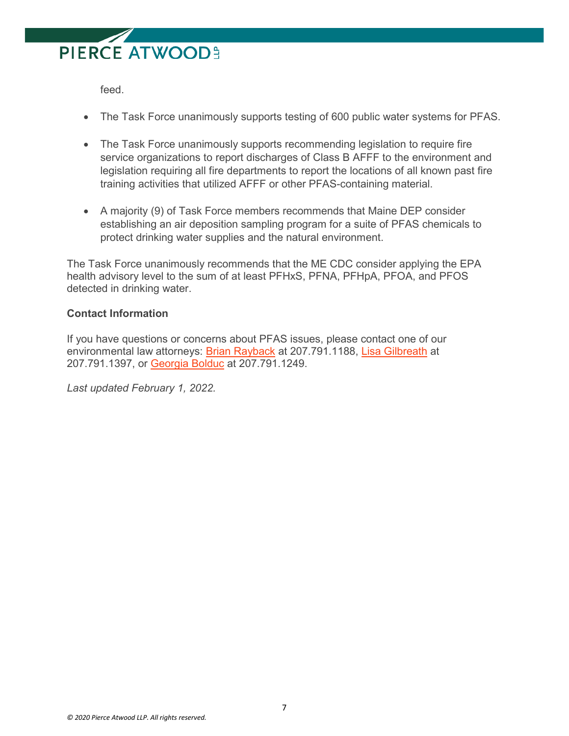feed.

- The Task Force unanimously supports testing of 600 public water systems for PFAS.

- The Task Force unanimously supports recommending legislation to require fire service organizations to report discharges of Class B AFFF to the environment and legislation requiring all fire departments to report the locations of all known past fire training activities that utilized AFFF or other PFAS-containing material.

- A majority (9) of Task Force members recommends that Maine DEP consider establishing an air deposition sampling program for a suite of PFAS chemicals to protect drinking water supplies and the natural environment.

The Task Force unanimously recommends that the ME CDC consider applying the EPA health advisory level to the sum of at least PFHxS, PFNA, PFHpA, PFOA, and PFOS detected in drinking water.

**Contact Information**

If you have questions or concerns about PFAS issues, please contact one of our environmental law attorneys: Brian Rayback at 207.791.1188, Lisa Gilbreath at 207.791.1397, or Georgia Bolduc at 207.791.1249.

*Last updated February 1, 2022.*